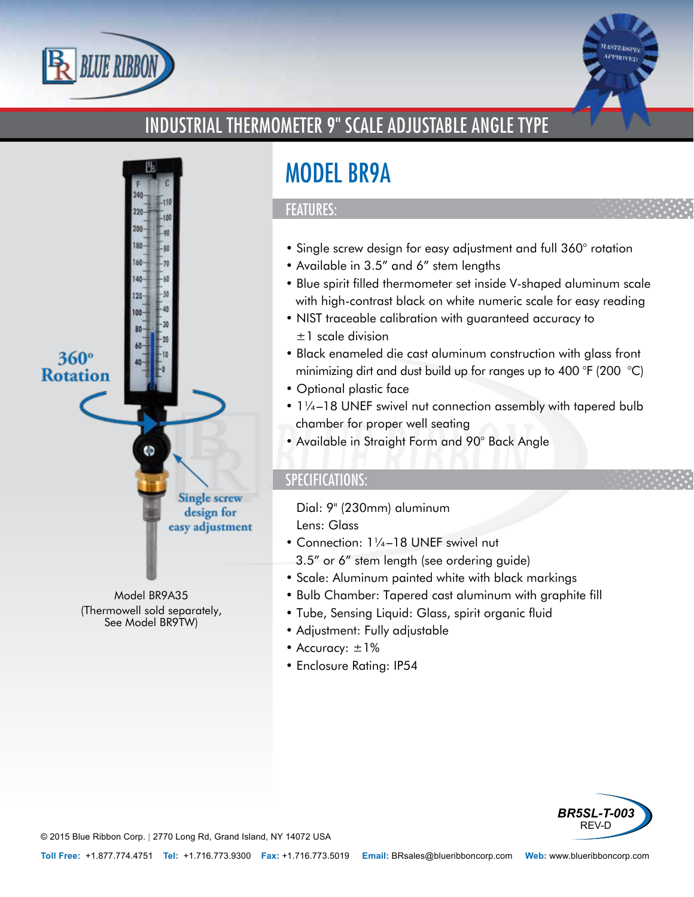# INDUSTRIAL THERMOMETER 9" SCALE ADJUSTABLE ANGLE TYPE

360° Rotation

Single screw design for easy adjustment

Model BR9A35
(Thermowell sold separately,
See Model BR9TW)

## MODEL BR9A

### FEATURES:

- Single screw design for easy adjustment and full 360° rotation
- Available in 3.5" and 6" stem lengths
- Blue spirit filled thermometer set inside V-shaped aluminum scale with high-contrast black on white numeric scale for easy reading
- NIST traceable calibration with guaranteed accuracy to ±1 scale division
- Black enameled die cast aluminum construction with glass front minimizing dirt and dust build up for ranges up to 400 °F (200 °C)
- Optional plastic face
- 1¼–18 UNEF swivel nut connection assembly with tapered bulb chamber for proper well seating
- Available in Straight Form and 90° Back Angle

### SPECIFICATIONS:

Dial: 9" (230mm) aluminum
Lens: Glass

- Connection: 1¼–18 UNEF swivel nut
  3.5" or 6" stem length (see ordering guide)
- Scale: Aluminum painted white with black markings
- Bulb Chamber: Tapered cast aluminum with graphite fill
- Tube, Sensing Liquid: Glass, spirit organic fluid
- Adjustment: Fully adjustable
- Accuracy: ±1%
- Enclosure Rating: IP54

BR5SL-T-003
REV-D

© 2015 Blue Ribbon Corp. | 2770 Long Rd, Grand Island, NY 14072 USA

**Toll Free:** +1.877.774.4751 **Tel:** +1.716.773.9300 **Fax:** +1.716.773.5019 **Email:** BRsales@blueribboncorp.com **Web:** www.blueribboncorp.com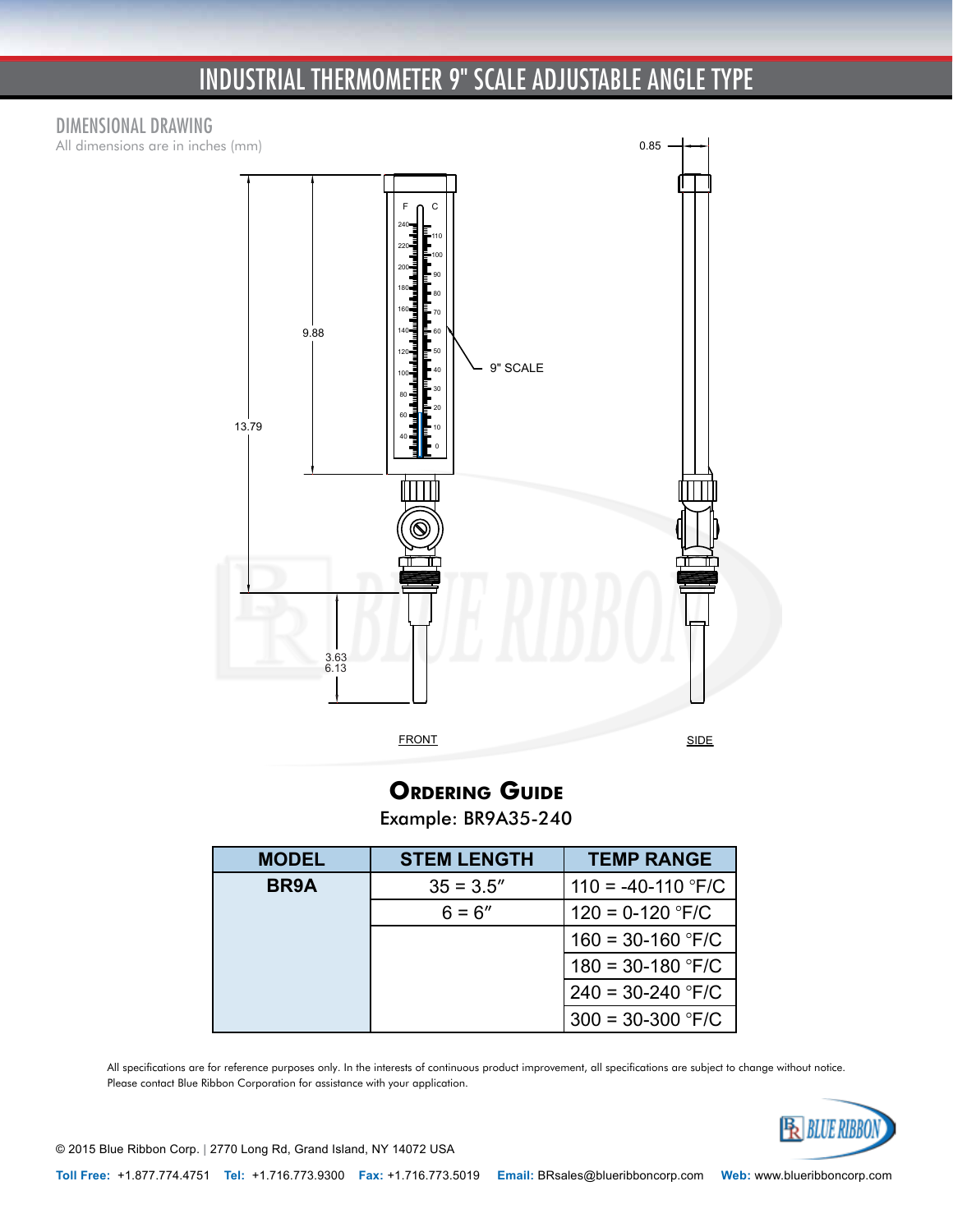# INDUSTRIAL THERMOMETER 9" SCALE ADJUSTABLE ANGLE TYPE

## DIMENSIONAL DRAWING

All dimensions are in inches (mm)

0.85

9.88

13.79

9" SCALE

3.63
6.13

FRONT

SIDE

## Ordering Guide

Example: BR9A35-240

| MODEL | STEM LENGTH | TEMP RANGE |
|---|---|---|
| BR9A | 35 = 3.5″ | 110 = -40-110 °F/C |
| | 6 = 6″ | 120 = 0-120 °F/C |
| | | 160 = 30-160 °F/C |
| | | 180 = 30-180 °F/C |
| | | 240 = 30-240 °F/C |
| | | 300 = 30-300 °F/C |

All specifications are for reference purposes only. In the interests of continuous product improvement, all specifications are subject to change without notice. Please contact Blue Ribbon Corporation for assistance with your application.

© 2015 Blue Ribbon Corp. | 2770 Long Rd, Grand Island, NY 14072 USA

**Toll Free:** +1.877.774.4751 **Tel:** +1.716.773.9300 **Fax:** +1.716.773.5019 **Email:** BRsales@blueribboncorp.com **Web:** www.blueribboncorp.com